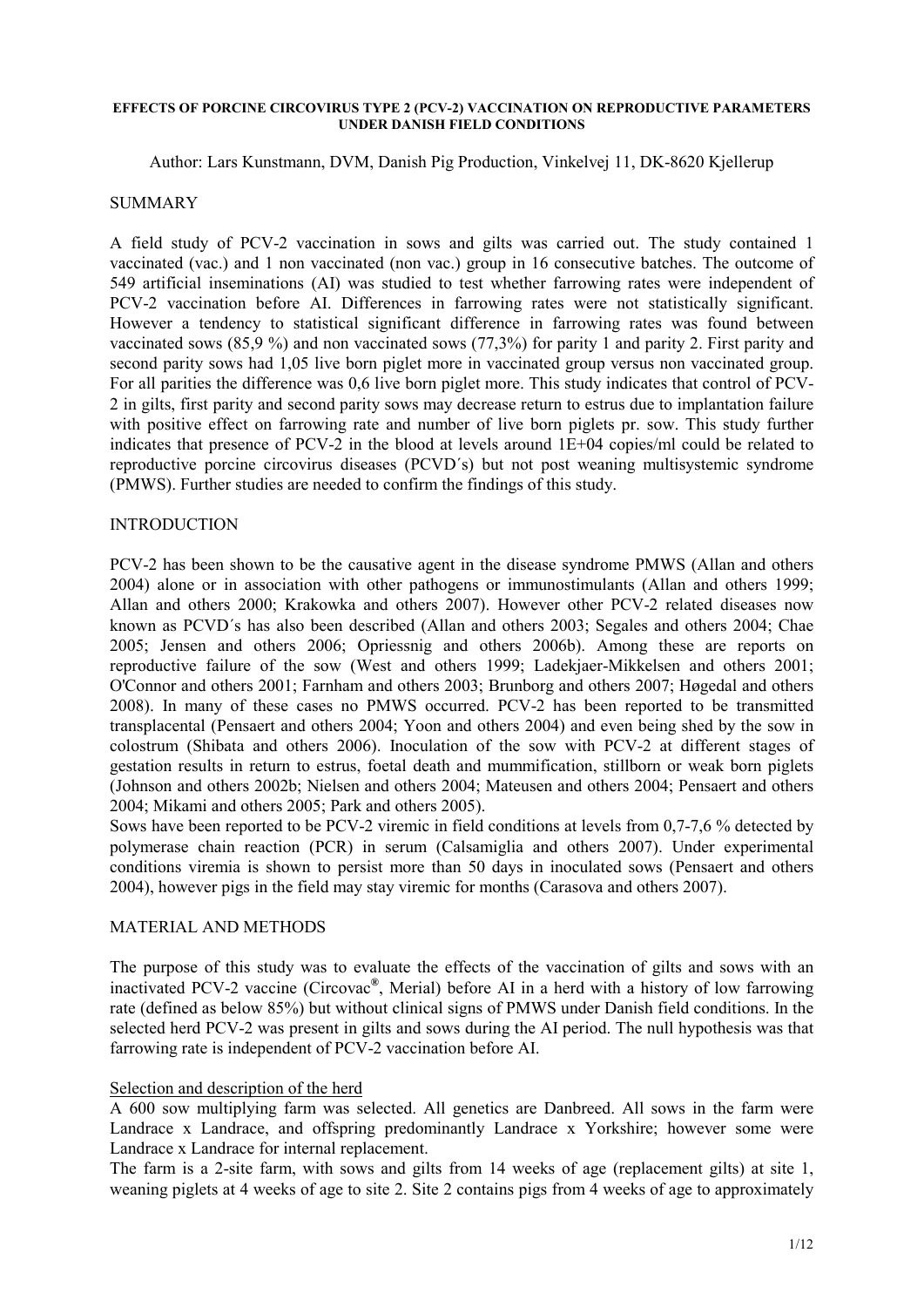# EFFECTS OF PORCINE CIRCOVIRUS TYPE 2 (PCV-2) VACCINATION ON REPRODUCTIVE PARAMETERS UNDER DANISH FIELD CONDITIONS

Author: Lars Kunstmann, DVM, Danish Pig Production, Vinkelvej 11, DK-8620 Kjellerup

## SUMMARY

A field study of PCV-2 vaccination in sows and gilts was carried out. The study contained 1 vaccinated (vac.) and 1 non vaccinated (non vac.) group in 16 consecutive batches. The outcome of 549 artificial inseminations (AI) was studied to test whether farrowing rates were independent of PCV-2 vaccination before AI. Differences in farrowing rates were not statistically significant. However a tendency to statistical significant difference in farrowing rates was found between vaccinated sows (85,9 %) and non vaccinated sows (77,3%) for parity 1 and parity 2. First parity and second parity sows had 1,05 live born piglet more in vaccinated group versus non vaccinated group. For all parities the difference was 0,6 live born piglet more. This study indicates that control of PCV-2 in gilts, first parity and second parity sows may decrease return to estrus due to implantation failure with positive effect on farrowing rate and number of live born piglets pr. sow. This study further indicates that presence of PCV-2 in the blood at levels around 1E+04 copies/ml could be related to reproductive porcine circovirus diseases (PCVD´s) but not post weaning multisystemic syndrome (PMWS). Further studies are needed to confirm the findings of this study.

## INTRODUCTION

PCV-2 has been shown to be the causative agent in the disease syndrome PMWS (Allan and others 2004) alone or in association with other pathogens or immunostimulants (Allan and others 1999; Allan and others 2000; Krakowka and others 2007). However other PCV-2 related diseases now known as PCVD´s has also been described (Allan and others 2003; Segales and others 2004; Chae 2005; Jensen and others 2006; Opriessnig and others 2006b). Among these are reports on reproductive failure of the sow (West and others 1999; Ladekjaer-Mikkelsen and others 2001; O'Connor and others 2001; Farnham and others 2003; Brunborg and others 2007; Høgedal and others 2008). In many of these cases no PMWS occurred. PCV-2 has been reported to be transmitted transplacental (Pensaert and others 2004; Yoon and others 2004) and even being shed by the sow in colostrum (Shibata and others 2006). Inoculation of the sow with PCV-2 at different stages of gestation results in return to estrus, foetal death and mummification, stillborn or weak born piglets (Johnson and others 2002b; Nielsen and others 2004; Mateusen and others 2004; Pensaert and others 2004; Mikami and others 2005; Park and others 2005).

Sows have been reported to be PCV-2 viremic in field conditions at levels from 0,7-7,6 % detected by polymerase chain reaction (PCR) in serum (Calsamiglia and others 2007). Under experimental conditions viremia is shown to persist more than 50 days in inoculated sows (Pensaert and others 2004), however pigs in the field may stay viremic for months (Carasova and others 2007).

## MATERIAL AND METHODS

The purpose of this study was to evaluate the effects of the vaccination of gilts and sows with an inactivated PCV-2 vaccine (Circovac®, Merial) before AI in a herd with a history of low farrowing rate (defined as below 85%) but without clinical signs of PMWS under Danish field conditions. In the selected herd PCV-2 was present in gilts and sows during the AI period. The null hypothesis was that farrowing rate is independent of PCV-2 vaccination before AI.

### Selection and description of the herd

A 600 sow multiplying farm was selected. All genetics are Danbreed. All sows in the farm were Landrace x Landrace, and offspring predominantly Landrace x Yorkshire; however some were Landrace x Landrace for internal replacement.

The farm is a 2-site farm, with sows and gilts from 14 weeks of age (replacement gilts) at site 1, weaning piglets at 4 weeks of age to site 2. Site 2 contains pigs from 4 weeks of age to approximately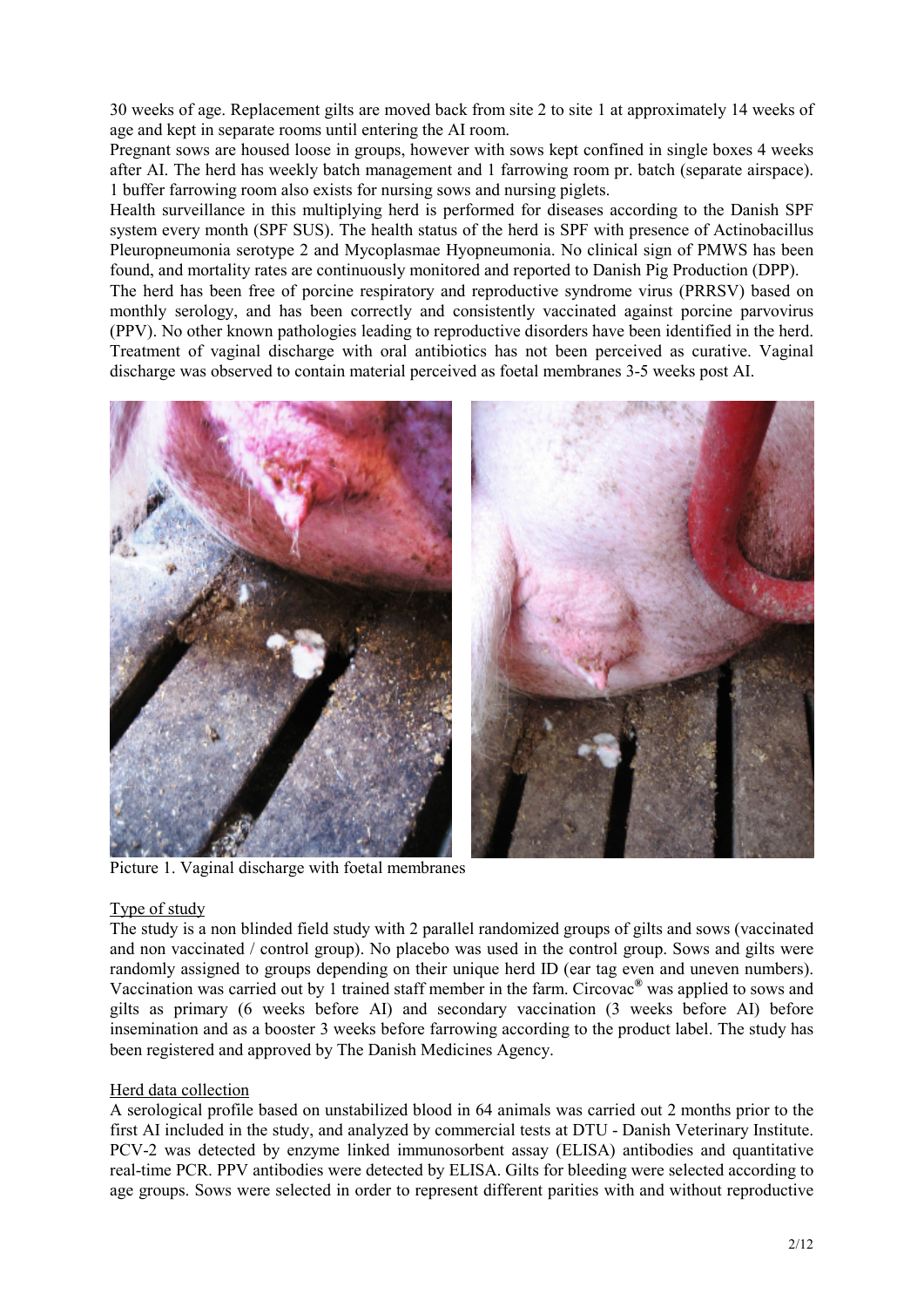30 weeks of age. Replacement gilts are moved back from site 2 to site 1 at approximately 14 weeks of age and kept in separate rooms until entering the AI room.

Pregnant sows are housed loose in groups, however with sows kept confined in single boxes 4 weeks after AI. The herd has weekly batch management and 1 farrowing room pr. batch (separate airspace). 1 buffer farrowing room also exists for nursing sows and nursing piglets.

Health surveillance in this multiplying herd is performed for diseases according to the Danish SPF system every month (SPF SUS). The health status of the herd is SPF with presence of Actinobacillus Pleuropneumonia serotype 2 and Mycoplasmae Hyopneumonia. No clinical sign of PMWS has been found, and mortality rates are continuously monitored and reported to Danish Pig Production (DPP).

The herd has been free of porcine respiratory and reproductive syndrome virus (PRRSV) based on monthly serology, and has been correctly and consistently vaccinated against porcine parvovirus (PPV). No other known pathologies leading to reproductive disorders have been identified in the herd. Treatment of vaginal discharge with oral antibiotics has not been perceived as curative. Vaginal discharge was observed to contain material perceived as foetal membranes 3-5 weeks post AI.

Picture 1. Vaginal discharge with foetal membranes

## Type of study

The study is a non blinded field study with 2 parallel randomized groups of gilts and sows (vaccinated and non vaccinated / control group). No placebo was used in the control group. Sows and gilts were randomly assigned to groups depending on their unique herd ID (ear tag even and uneven numbers). Vaccination was carried out by 1 trained staff member in the farm. Circovac® was applied to sows and gilts as primary (6 weeks before AI) and secondary vaccination (3 weeks before AI) before insemination and as a booster 3 weeks before farrowing according to the product label. The study has been registered and approved by The Danish Medicines Agency.

## Herd data collection

A serological profile based on unstabilized blood in 64 animals was carried out 2 months prior to the first AI included in the study, and analyzed by commercial tests at DTU - Danish Veterinary Institute. PCV-2 was detected by enzyme linked immunosorbent assay (ELISA) antibodies and quantitative real-time PCR. PPV antibodies were detected by ELISA. Gilts for bleeding were selected according to age groups. Sows were selected in order to represent different parities with and without reproductive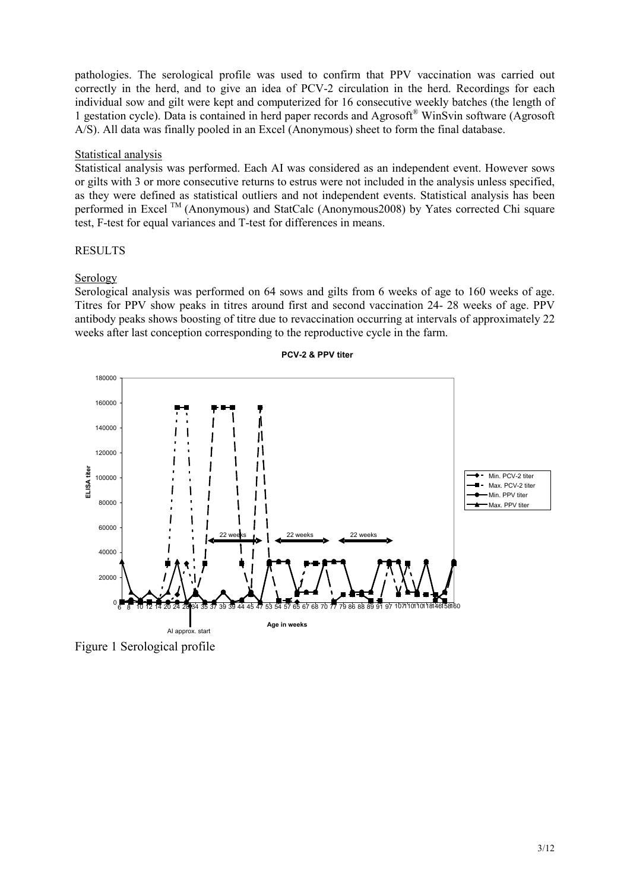pathologies. The serological profile was used to confirm that PPV vaccination was carried out correctly in the herd, and to give an idea of PCV-2 circulation in the herd. Recordings for each individual sow and gilt were kept and computerized for 16 consecutive weekly batches (the length of 1 gestation cycle). Data is contained in herd paper records and Agrosoft® WinSvin software (Agrosoft A/S). All data was finally pooled in an Excel (Anonymous) sheet to form the final database.

## Statistical analysis

Statistical analysis was performed. Each AI was considered as an independent event. However sows or gilts with 3 or more consecutive returns to estrus were not included in the analysis unless specified, as they were defined as statistical outliers and not independent events. Statistical analysis has been performed in Excel ™ (Anonymous) and StatCalc (Anonymous2008) by Yates corrected Chi square test, F-test for equal variances and T-test for differences in means.

# RESULTS

## Serology

Serological analysis was performed on 64 sows and gilts from 6 weeks of age to 160 weeks of age. Titres for PPV show peaks in titres around first and second vaccination 24- 28 weeks of age. PPV antibody peaks shows boosting of titre due to revaccination occurring at intervals of approximately 22 weeks after last conception corresponding to the reproductive cycle in the farm.

Figure 1 Serological profile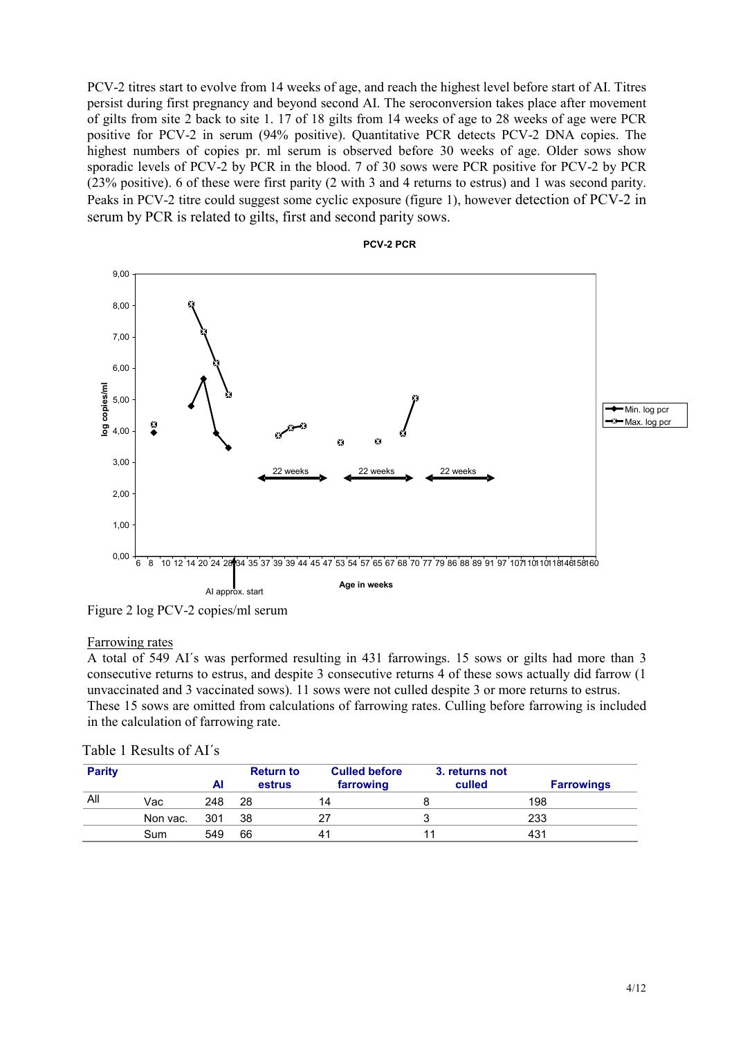PCV-2 titres start to evolve from 14 weeks of age, and reach the highest level before start of AI. Titres persist during first pregnancy and beyond second AI. The seroconversion takes place after movement of gilts from site 2 back to site 1. 17 of 18 gilts from 14 weeks of age to 28 weeks of age were PCR positive for PCV-2 in serum (94% positive). Quantitative PCR detects PCV-2 DNA copies. The highest numbers of copies pr. ml serum is observed before 30 weeks of age. Older sows show sporadic levels of PCV-2 by PCR in the blood. 7 of 30 sows were PCR positive for PCV-2 by PCR (23% positive). 6 of these were first parity (2 with 3 and 4 returns to estrus) and 1 was second parity. Peaks in PCV-2 titre could suggest some cyclic exposure (figure 1), however detection of PCV-2 in serum by PCR is related to gilts, first and second parity sows.

Figure 2 log PCV-2 copies/ml serum

## Farrowing rates

A total of 549 AI´s was performed resulting in 431 farrowings. 15 sows or gilts had more than 3 consecutive returns to estrus, and despite 3 consecutive returns 4 of these sows actually did farrow (1 unvaccinated and 3 vaccinated sows). 11 sows were not culled despite 3 or more returns to estrus. These 15 sows are omitted from calculations of farrowing rates. Culling before farrowing is included in the calculation of farrowing rate.

Table 1 Results of AI´s

| Parity | | AI | Return to estrus | Culled before farrowing | 3. returns not culled | Farrowings |
|---|---|---|---|---|---|---|
| All | Vac | 248 | 28 | 14 | 8 | 198 |
| | Non vac. | 301 | 38 | 27 | 3 | 233 |
| | Sum | 549 | 66 | 41 | 11 | 431 |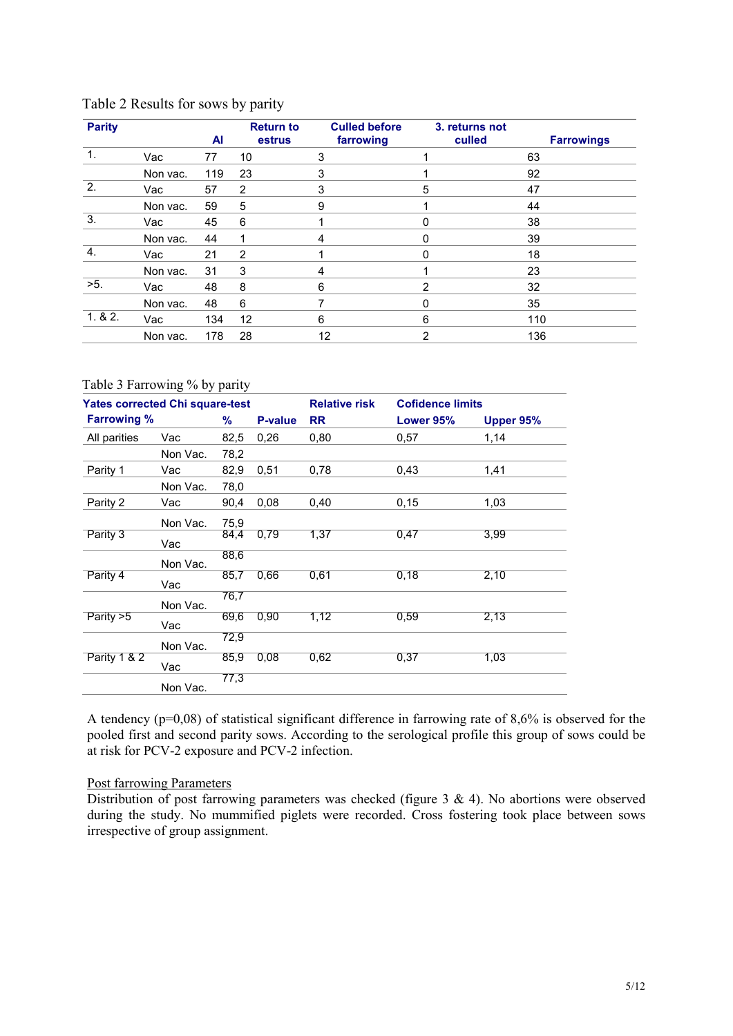Table 2 Results for sows by parity

| Parity | | AI | Return to estrus | Culled before farrowing | 3. returns not culled | Farrowings |
|---|---|---|---|---|---|---|
| 1. | Vac | 77 | 10 | 3 | 1 | 63 |
| | Non vac. | 119 | 23 | 3 | 1 | 92 |
| 2. | Vac | 57 | 2 | 3 | 5 | 47 |
| | Non vac. | 59 | 5 | 9 | 1 | 44 |
| 3. | Vac | 45 | 6 | 1 | 0 | 38 |
| | Non vac. | 44 | 1 | 4 | 0 | 39 |
| 4. | Vac | 21 | 2 | 1 | 0 | 18 |
| | Non vac. | 31 | 3 | 4 | 1 | 23 |
| >5. | Vac | 48 | 8 | 6 | 2 | 32 |
| | Non vac. | 48 | 6 | 7 | 0 | 35 |
| 1. & 2. | Vac | 134 | 12 | 6 | 6 | 110 |
| | Non vac. | 178 | 28 | 12 | 2 | 136 |

Table 3 Farrowing % by parity

| Yates corrected Chi square-test | | | | Relative risk | Cofidence limits | |
|---|---|---|---|---|---|---|
| Farrowing % | | % | P-value | RR | Lower 95% | Upper 95% |
| All parities | Vac | 82,5 | 0,26 | 0,80 | 0,57 | 1,14 |
| | Non Vac. | 78,2 | | | | |
| Parity 1 | Vac | 82,9 | 0,51 | 0,78 | 0,43 | 1,41 |
| | Non Vac. | 78,0 | | | | |
| Parity 2 | Vac | 90,4 | 0,08 | 0,40 | 0,15 | 1,03 |
| | Non Vac. | 75,9 | | | | |
| Parity 3 | Vac | 84,4 | 0,79 | 1,37 | 0,47 | 3,99 |
| | Non Vac. | 88,6 | | | | |
| Parity 4 | Vac | 85,7 | 0,66 | 0,61 | 0,18 | 2,10 |
| | Non Vac. | 76,7 | | | | |
| Parity >5 | Vac | 69,6 | 0,90 | 1,12 | 0,59 | 2,13 |
| | Non Vac. | 72,9 | | | | |
| Parity 1 & 2 | Vac | 85,9 | 0,08 | 0,62 | 0,37 | 1,03 |
| | Non Vac. | 77,3 | | | | |

A tendency (p=0,08) of statistical significant difference in farrowing rate of 8,6% is observed for the pooled first and second parity sows. According to the serological profile this group of sows could be at risk for PCV-2 exposure and PCV-2 infection.

Post farrowing Parameters

Distribution of post farrowing parameters was checked (figure 3 & 4). No abortions were observed during the study. No mummified piglets were recorded. Cross fostering took place between sows irrespective of group assignment.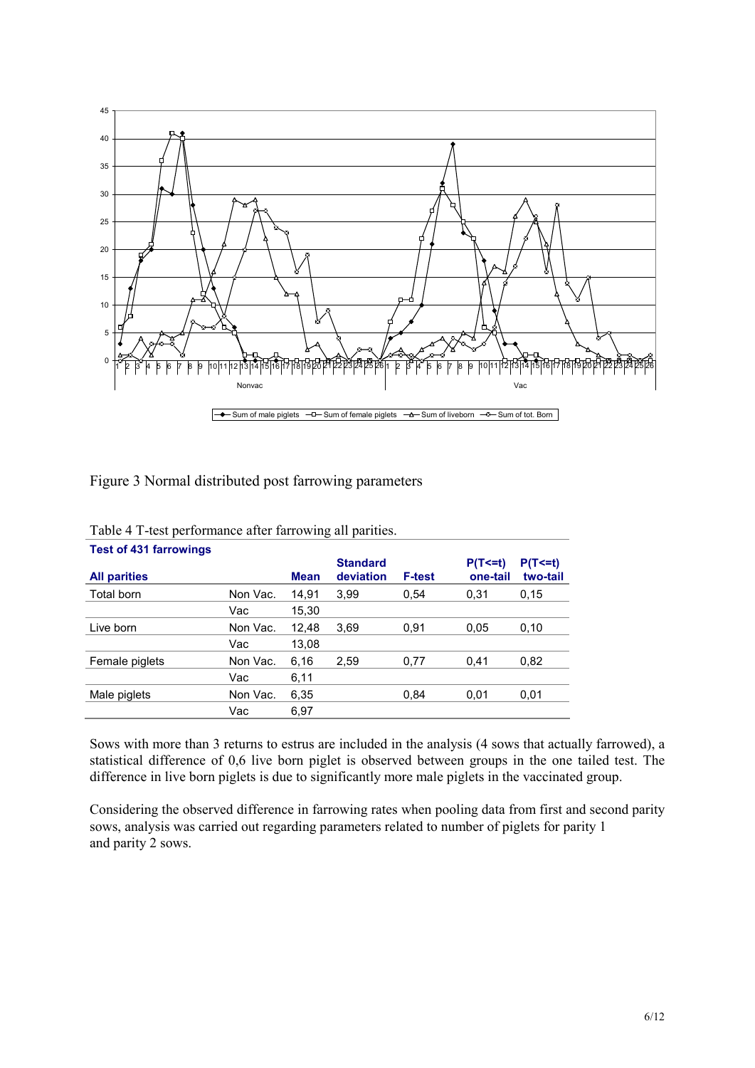Figure 3 Normal distributed post farrowing parameters

Table 4 T-test performance after farrowing all parities.

**Test of 431 farrowings**

| All parities | | Mean | Standard deviation | F-test | P(T<=t) one-tail | P(T<=t) two-tail |
|---|---|---|---|---|---|---|
| Total born | Non Vac. | 14,91 | 3,99 | 0,54 | 0,31 | 0,15 |
| | Vac | 15,30 | | | | |
| Live born | Non Vac. | 12,48 | 3,69 | 0,91 | 0,05 | 0,10 |
| | Vac | 13,08 | | | | |
| Female piglets | Non Vac. | 6,16 | 2,59 | 0,77 | 0,41 | 0,82 |
| | Vac | 6,11 | | | | |
| Male piglets | Non Vac. | 6,35 | | 0,84 | 0,01 | 0,01 |
| | Vac | 6,97 | | | | |

Sows with more than 3 returns to estrus are included in the analysis (4 sows that actually farrowed), a statistical difference of 0,6 live born piglet is observed between groups in the one tailed test. The difference in live born piglets is due to significantly more male piglets in the vaccinated group.

Considering the observed difference in farrowing rates when pooling data from first and second parity sows, analysis was carried out regarding parameters related to number of piglets for parity 1 and parity 2 sows.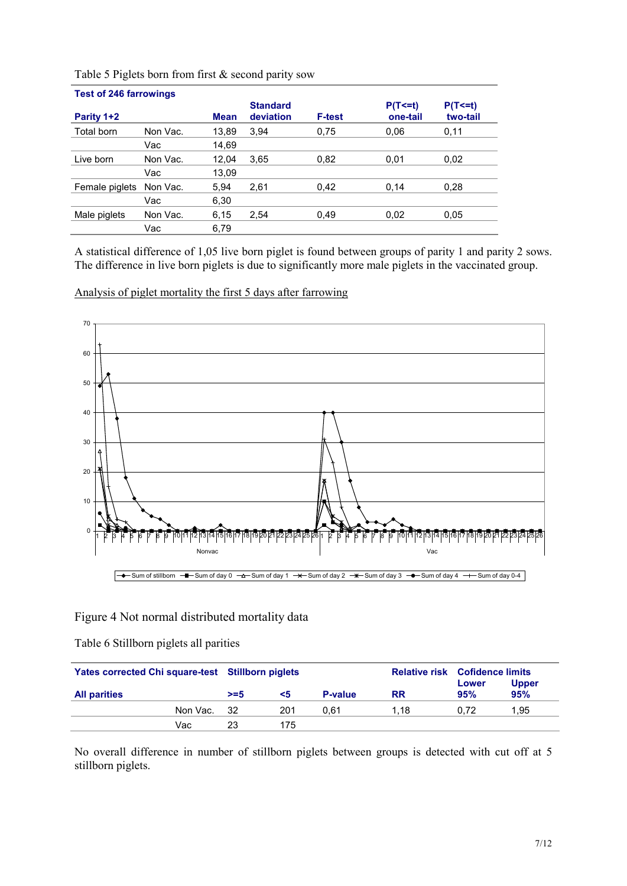Table 5 Piglets born from first & second parity sow

| Test of 246 farrowings | | | | | | |
|---|---|---|---|---|---|---|
| **Parity 1+2** | | **Mean** | **Standard deviation** | **F-test** | **P(T<=t) one-tail** | **P(T<=t) two-tail** |
| Total born | Non Vac. | 13,89 | 3,94 | 0,75 | 0,06 | 0,11 |
| | Vac | 14,69 | | | | |
| Live born | Non Vac. | 12,04 | 3,65 | 0,82 | 0,01 | 0,02 |
| | Vac | 13,09 | | | | |
| Female piglets | Non Vac. | 5,94 | 2,61 | 0,42 | 0,14 | 0,28 |
| | Vac | 6,30 | | | | |
| Male piglets | Non Vac. | 6,15 | 2,54 | 0,49 | 0,02 | 0,05 |
| | Vac | 6,79 | | | | |

A statistical difference of 1,05 live born piglet is found between groups of parity 1 and parity 2 sows. The difference in live born piglets is due to significantly more male piglets in the vaccinated group.

Analysis of piglet mortality the first 5 days after farrowing

Figure 4 Not normal distributed mortality data

Table 6 Stillborn piglets all parities

| Yates corrected Chi square-test | Stillborn piglets | | | Relative risk | Cofidence limits | |
|---|---|---|---|---|---|---|
| **All parities** | **>=5** | **<5** | **P-value** | **RR** | **Lower 95%** | **Upper 95%** |
| Non Vac. | 32 | 201 | 0,61 | 1,18 | 0,72 | 1,95 |
| Vac | 23 | 175 | | | | |

No overall difference in number of stillborn piglets between groups is detected with cut off at 5 stillborn piglets.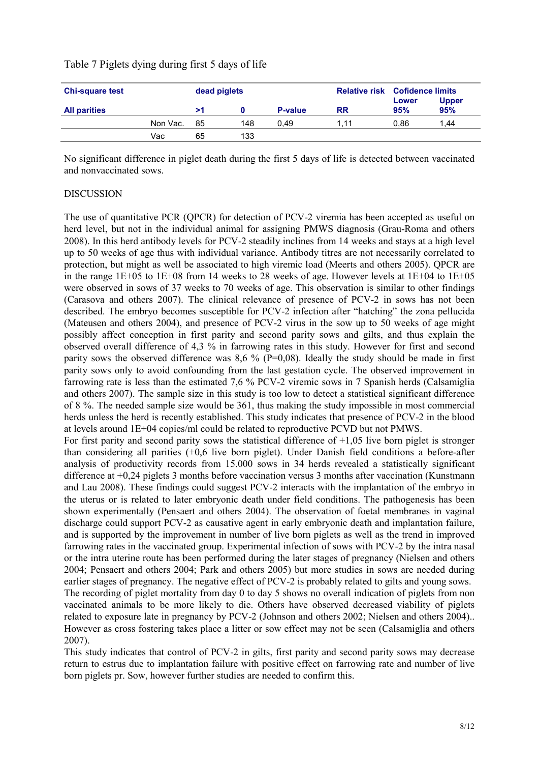Table 7 Piglets dying during first 5 days of life

| **Chi-square test** | | **dead piglets** | | | **Relative risk** | **Cofidence limits** | |
|---|---|---|---|---|---|---|---|
| **All parities** | | **>1** | **0** | **P-value** | **RR** | **Lower 95%** | **Upper 95%** |
| | Non Vac. | 85 | 148 | 0,49 | 1,11 | 0,86 | 1,44 |
| | Vac | 65 | 133 | | | | |

No significant difference in piglet death during the first 5 days of life is detected between vaccinated and nonvaccinated sows.

DISCUSSION

The use of quantitative PCR (QPCR) for detection of PCV-2 viremia has been accepted as useful on herd level, but not in the individual animal for assigning PMWS diagnosis (Grau-Roma and others 2008). In this herd antibody levels for PCV-2 steadily inclines from 14 weeks and stays at a high level up to 50 weeks of age thus with individual variance. Antibody titres are not necessarily correlated to protection, but might as well be associated to high viremic load (Meerts and others 2005). QPCR are in the range 1E+05 to 1E+08 from 14 weeks to 28 weeks of age. However levels at 1E+04 to 1E+05 were observed in sows of 37 weeks to 70 weeks of age. This observation is similar to other findings (Carasova and others 2007). The clinical relevance of presence of PCV-2 in sows has not been described. The embryo becomes susceptible for PCV-2 infection after "hatching" the zona pellucida (Mateusen and others 2004), and presence of PCV-2 virus in the sow up to 50 weeks of age might possibly affect conception in first parity and second parity sows and gilts, and thus explain the observed overall difference of 4,3 % in farrowing rates in this study. However for first and second parity sows the observed difference was 8,6 % (P=0,08). Ideally the study should be made in first parity sows only to avoid confounding from the last gestation cycle. The observed improvement in farrowing rate is less than the estimated 7,6 % PCV-2 viremic sows in 7 Spanish herds (Calsamiglia and others 2007). The sample size in this study is too low to detect a statistical significant difference of 8 %. The needed sample size would be 361, thus making the study impossible in most commercial herds unless the herd is recently established. This study indicates that presence of PCV-2 in the blood at levels around 1E+04 copies/ml could be related to reproductive PCVD but not PMWS.

For first parity and second parity sows the statistical difference of +1,05 live born piglet is stronger than considering all parities (+0,6 live born piglet). Under Danish field conditions a before-after analysis of productivity records from 15.000 sows in 34 herds revealed a statistically significant difference at +0,24 piglets 3 months before vaccination versus 3 months after vaccination (Kunstmann and Lau 2008). These findings could suggest PCV-2 interacts with the implantation of the embryo in the uterus or is related to later embryonic death under field conditions. The pathogenesis has been shown experimentally (Pensaert and others 2004). The observation of foetal membranes in vaginal discharge could support PCV-2 as causative agent in early embryonic death and implantation failure, and is supported by the improvement in number of live born piglets as well as the trend in improved farrowing rates in the vaccinated group. Experimental infection of sows with PCV-2 by the intra nasal or the intra uterine route has been performed during the later stages of pregnancy (Nielsen and others 2004; Pensaert and others 2004; Park and others 2005) but more studies in sows are needed during earlier stages of pregnancy. The negative effect of PCV-2 is probably related to gilts and young sows.

The recording of piglet mortality from day 0 to day 5 shows no overall indication of piglets from non vaccinated animals to be more likely to die. Others have observed decreased viability of piglets related to exposure late in pregnancy by PCV-2 (Johnson and others 2002; Nielsen and others 2004).. However as cross fostering takes place a litter or sow effect may not be seen (Calsamiglia and others 2007).

This study indicates that control of PCV-2 in gilts, first parity and second parity sows may decrease return to estrus due to implantation failure with positive effect on farrowing rate and number of live born piglets pr. Sow, however further studies are needed to confirm this.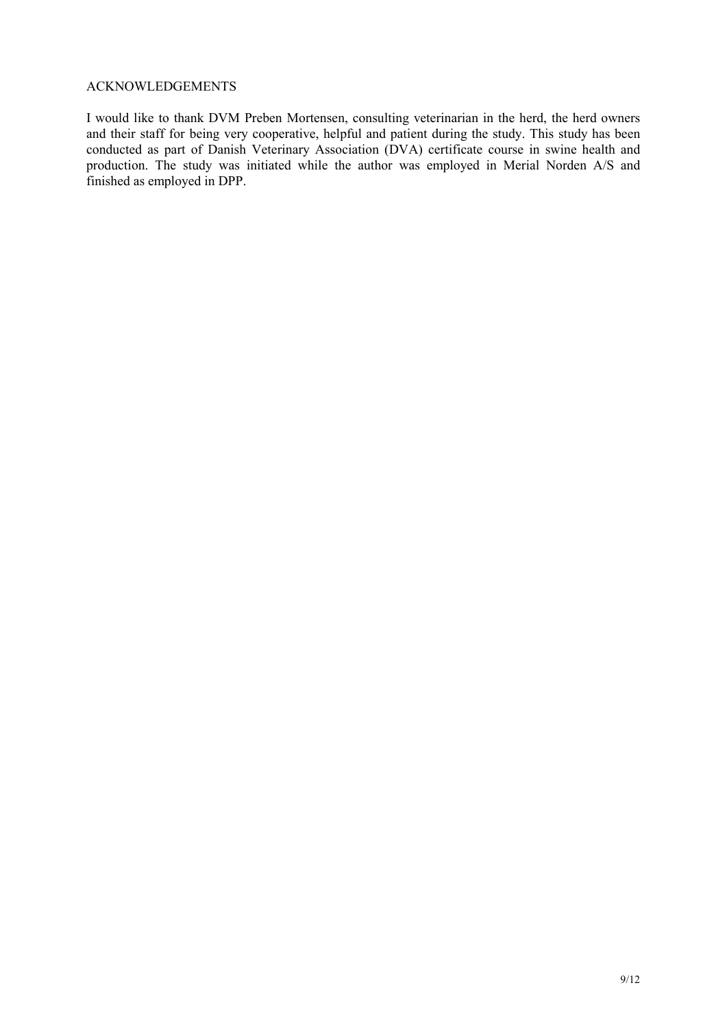## ACKNOWLEDGEMENTS

I would like to thank DVM Preben Mortensen, consulting veterinarian in the herd, the herd owners and their staff for being very cooperative, helpful and patient during the study. This study has been conducted as part of Danish Veterinary Association (DVA) certificate course in swine health and production. The study was initiated while the author was employed in Merial Norden A/S and finished as employed in DPP.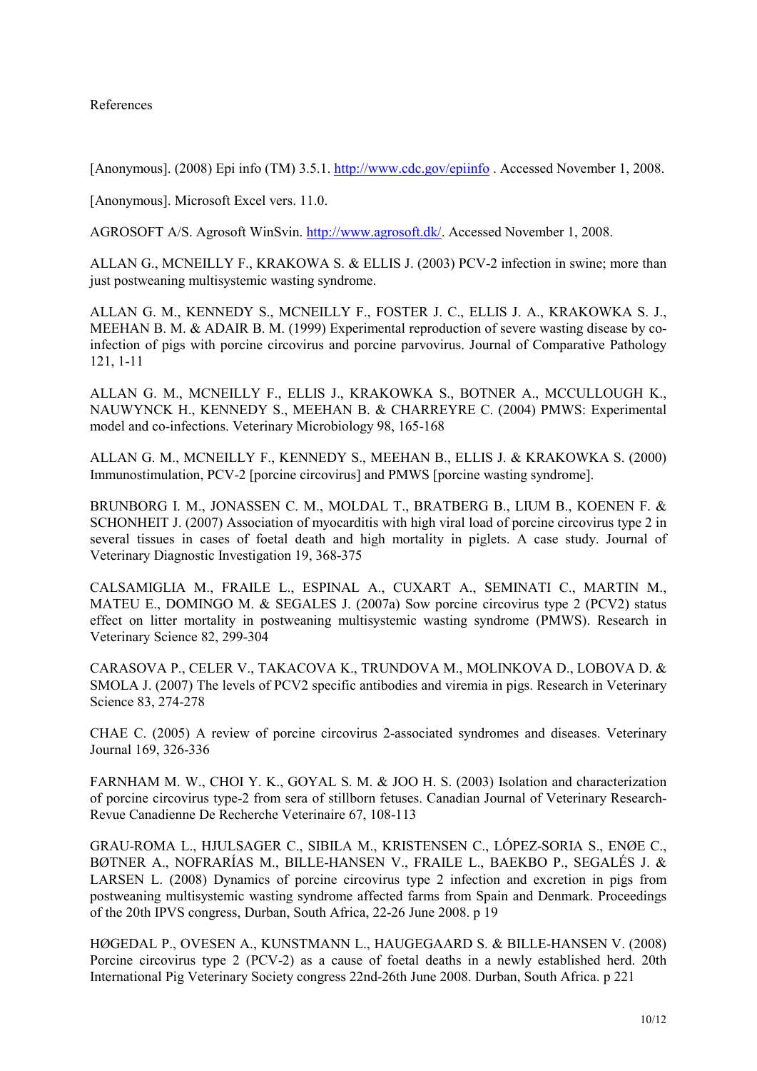References

[Anonymous]. (2008) Epi info (TM) 3.5.1. http://www.cdc.gov/epiinfo . Accessed November 1, 2008.

[Anonymous]. Microsoft Excel vers. 11.0.

AGROSOFT A/S. Agrosoft WinSvin. http://www.agrosoft.dk/. Accessed November 1, 2008.

ALLAN G., MCNEILLY F., KRAKOWA S. & ELLIS J. (2003) PCV-2 infection in swine; more than just postweaning multisystemic wasting syndrome.

ALLAN G. M., KENNEDY S., MCNEILLY F., FOSTER J. C., ELLIS J. A., KRAKOWKA S. J., MEEHAN B. M. & ADAIR B. M. (1999) Experimental reproduction of severe wasting disease by co-infection of pigs with porcine circovirus and porcine parvovirus. Journal of Comparative Pathology 121, 1-11

ALLAN G. M., MCNEILLY F., ELLIS J., KRAKOWKA S., BOTNER A., MCCULLOUGH K., NAUWYNCK H., KENNEDY S., MEEHAN B. & CHARREYRE C. (2004) PMWS: Experimental model and co-infections. Veterinary Microbiology 98, 165-168

ALLAN G. M., MCNEILLY F., KENNEDY S., MEEHAN B., ELLIS J. & KRAKOWKA S. (2000) Immunostimulation, PCV-2 [porcine circovirus] and PMWS [porcine wasting syndrome].

BRUNBORG I. M., JONASSEN C. M., MOLDAL T., BRATBERG B., LIUM B., KOENEN F. & SCHONHEIT J. (2007) Association of myocarditis with high viral load of porcine circovirus type 2 in several tissues in cases of foetal death and high mortality in piglets. A case study. Journal of Veterinary Diagnostic Investigation 19, 368-375

CALSAMIGLIA M., FRAILE L., ESPINAL A., CUXART A., SEMINATI C., MARTIN M., MATEU E., DOMINGO M. & SEGALES J. (2007a) Sow porcine circovirus type 2 (PCV2) status effect on litter mortality in postweaning multisystemic wasting syndrome (PMWS). Research in Veterinary Science 82, 299-304

CARASOVA P., CELER V., TAKACOVA K., TRUNDOVA M., MOLINKOVA D., LOBOVA D. & SMOLA J. (2007) The levels of PCV2 specific antibodies and viremia in pigs. Research in Veterinary Science 83, 274-278

CHAE C. (2005) A review of porcine circovirus 2-associated syndromes and diseases. Veterinary Journal 169, 326-336

FARNHAM M. W., CHOI Y. K., GOYAL S. M. & JOO H. S. (2003) Isolation and characterization of porcine circovirus type-2 from sera of stillborn fetuses. Canadian Journal of Veterinary Research-Revue Canadienne De Recherche Veterinaire 67, 108-113

GRAU-ROMA L., HJULSAGER C., SIBILA M., KRISTENSEN C., LÓPEZ-SORIA S., ENØE C., BØTNER A., NOFRARÍAS M., BILLE-HANSEN V., FRAILE L., BAEKBO P., SEGALÉS J. & LARSEN L. (2008) Dynamics of porcine circovirus type 2 infection and excretion in pigs from postweaning multisystemic wasting syndrome affected farms from Spain and Denmark. Proceedings of the 20th IPVS congress, Durban, South Africa, 22-26 June 2008. p 19

HØGEDAL P., OVESEN A., KUNSTMANN L., HAUGEGAARD S. & BILLE-HANSEN V. (2008) Porcine circovirus type 2 (PCV-2) as a cause of foetal deaths in a newly established herd. 20th International Pig Veterinary Society congress 22nd-26th June 2008. Durban, South Africa. p 221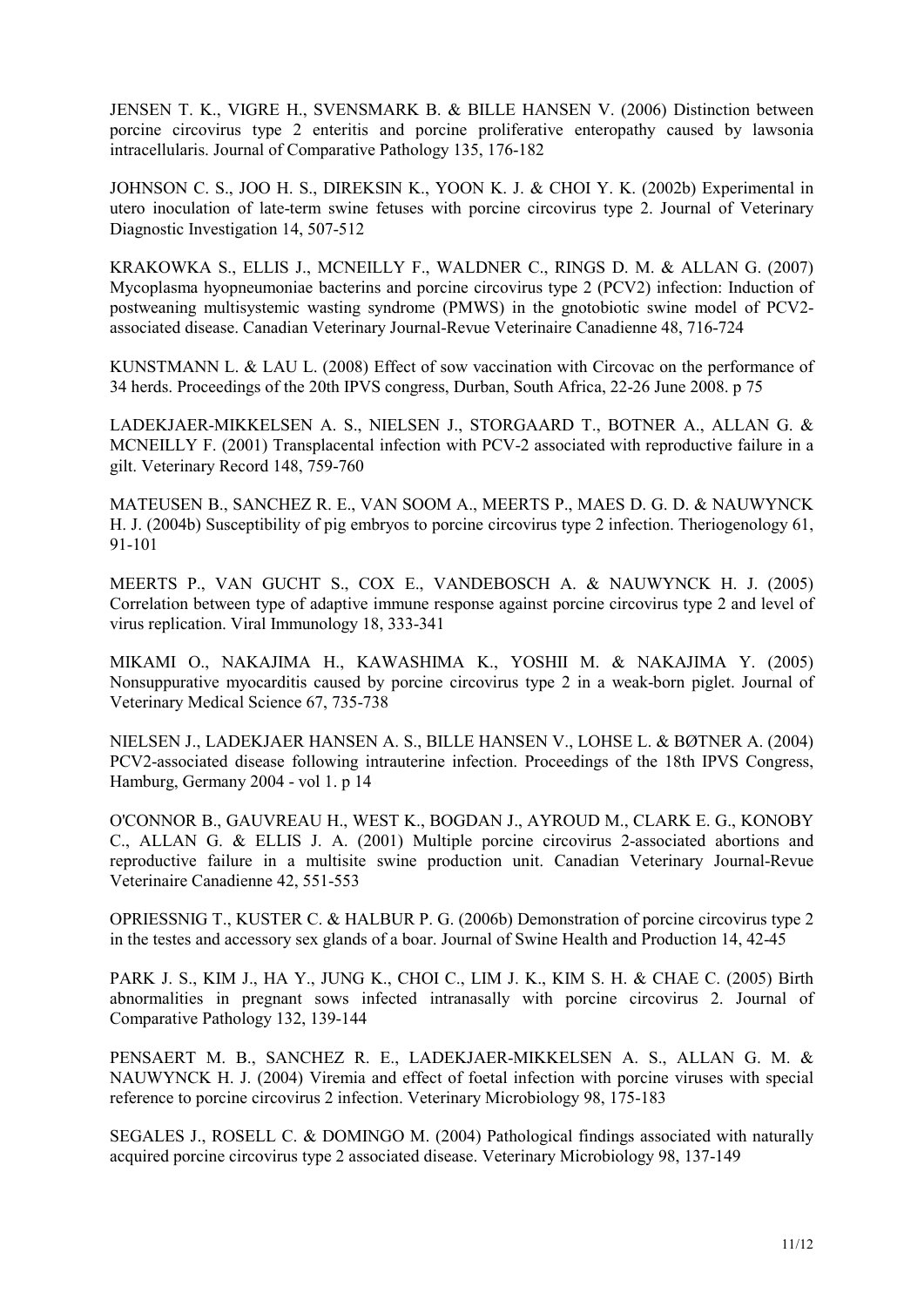JENSEN T. K., VIGRE H., SVENSMARK B. & BILLE HANSEN V. (2006) Distinction between porcine circovirus type 2 enteritis and porcine proliferative enteropathy caused by lawsonia intracellularis. Journal of Comparative Pathology 135, 176-182

JOHNSON C. S., JOO H. S., DIREKSIN K., YOON K. J. & CHOI Y. K. (2002b) Experimental in utero inoculation of late-term swine fetuses with porcine circovirus type 2. Journal of Veterinary Diagnostic Investigation 14, 507-512

KRAKOWKA S., ELLIS J., MCNEILLY F., WALDNER C., RINGS D. M. & ALLAN G. (2007) Mycoplasma hyopneumoniae bacterins and porcine circovirus type 2 (PCV2) infection: Induction of postweaning multisystemic wasting syndrome (PMWS) in the gnotobiotic swine model of PCV2-associated disease. Canadian Veterinary Journal-Revue Veterinaire Canadienne 48, 716-724

KUNSTMANN L. & LAU L. (2008) Effect of sow vaccination with Circovac on the performance of 34 herds. Proceedings of the 20th IPVS congress, Durban, South Africa, 22-26 June 2008. p 75

LADEKJAER-MIKKELSEN A. S., NIELSEN J., STORGAARD T., BOTNER A., ALLAN G. & MCNEILLY F. (2001) Transplacental infection with PCV-2 associated with reproductive failure in a gilt. Veterinary Record 148, 759-760

MATEUSEN B., SANCHEZ R. E., VAN SOOM A., MEERTS P., MAES D. G. D. & NAUWYNCK H. J. (2004b) Susceptibility of pig embryos to porcine circovirus type 2 infection. Theriogenology 61, 91-101

MEERTS P., VAN GUCHT S., COX E., VANDEBOSCH A. & NAUWYNCK H. J. (2005) Correlation between type of adaptive immune response against porcine circovirus type 2 and level of virus replication. Viral Immunology 18, 333-341

MIKAMI O., NAKAJIMA H., KAWASHIMA K., YOSHII M. & NAKAJIMA Y. (2005) Nonsuppurative myocarditis caused by porcine circovirus type 2 in a weak-born piglet. Journal of Veterinary Medical Science 67, 735-738

NIELSEN J., LADEKJAER HANSEN A. S., BILLE HANSEN V., LOHSE L. & BØTNER A. (2004) PCV2-associated disease following intrauterine infection. Proceedings of the 18th IPVS Congress, Hamburg, Germany 2004 - vol 1. p 14

O'CONNOR B., GAUVREAU H., WEST K., BOGDAN J., AYROUD M., CLARK E. G., KONOBY C., ALLAN G. & ELLIS J. A. (2001) Multiple porcine circovirus 2-associated abortions and reproductive failure in a multisite swine production unit. Canadian Veterinary Journal-Revue Veterinaire Canadienne 42, 551-553

OPRIESSNIG T., KUSTER C. & HALBUR P. G. (2006b) Demonstration of porcine circovirus type 2 in the testes and accessory sex glands of a boar. Journal of Swine Health and Production 14, 42-45

PARK J. S., KIM J., HA Y., JUNG K., CHOI C., LIM J. K., KIM S. H. & CHAE C. (2005) Birth abnormalities in pregnant sows infected intranasally with porcine circovirus 2. Journal of Comparative Pathology 132, 139-144

PENSAERT M. B., SANCHEZ R. E., LADEKJAER-MIKKELSEN A. S., ALLAN G. M. & NAUWYNCK H. J. (2004) Viremia and effect of foetal infection with porcine viruses with special reference to porcine circovirus 2 infection. Veterinary Microbiology 98, 175-183

SEGALES J., ROSELL C. & DOMINGO M. (2004) Pathological findings associated with naturally acquired porcine circovirus type 2 associated disease. Veterinary Microbiology 98, 137-149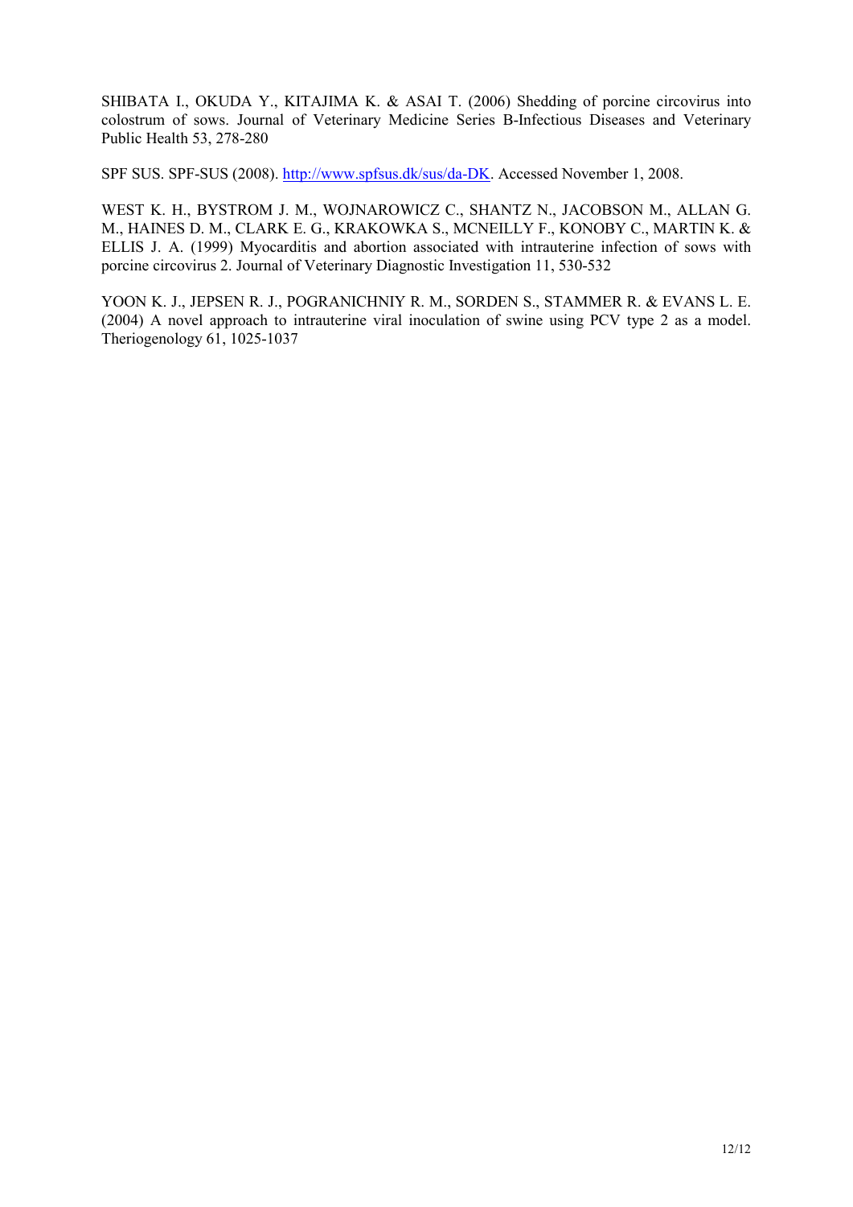SHIBATA I., OKUDA Y., KITAJIMA K. & ASAI T. (2006) Shedding of porcine circovirus into colostrum of sows. Journal of Veterinary Medicine Series B-Infectious Diseases and Veterinary Public Health 53, 278-280

SPF SUS. SPF-SUS (2008). http://www.spfsus.dk/sus/da-DK. Accessed November 1, 2008.

WEST K. H., BYSTROM J. M., WOJNAROWICZ C., SHANTZ N., JACOBSON M., ALLAN G. M., HAINES D. M., CLARK E. G., KRAKOWKA S., MCNEILLY F., KONOBY C., MARTIN K. & ELLIS J. A. (1999) Myocarditis and abortion associated with intrauterine infection of sows with porcine circovirus 2. Journal of Veterinary Diagnostic Investigation 11, 530-532

YOON K. J., JEPSEN R. J., POGRANICHNIY R. M., SORDEN S., STAMMER R. & EVANS L. E. (2004) A novel approach to intrauterine viral inoculation of swine using PCV type 2 as a model. Theriogenology 61, 1025-1037